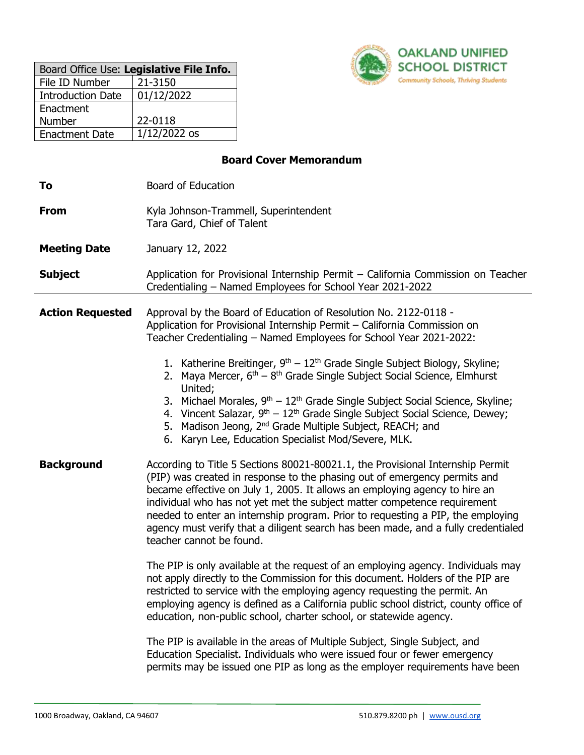| Board Office Use: **Legislative File Info.** | |
|---|---|
| File ID Number | 21-3150 |
| Introduction Date | 01/12/2022 |
| Enactment Number | 22-0118 |
| Enactment Date | 1/12/2022 os |

OAKLAND UNIFIED SCHOOL DISTRICT
*Community Schools, Thriving Students*

## Board Cover Memorandum

**To** Board of Education

**From** Kyla Johnson-Trammell, Superintendent
Tara Gard, Chief of Talent

**Meeting Date** January 12, 2022

**Subject** Application for Provisional Internship Permit – California Commission on Teacher Credentialing – Named Employees for School Year 2021-2022

**Action Requested** Approval by the Board of Education of Resolution No. 2122-0118 - Application for Provisional Internship Permit – California Commission on Teacher Credentialing – Named Employees for School Year 2021-2022:

1. Katherine Breitinger, 9th – 12th Grade Single Subject Biology, Skyline;
2. Maya Mercer, 6th – 8th Grade Single Subject Social Science, Elmhurst United;
3. Michael Morales, 9th – 12th Grade Single Subject Social Science, Skyline;
4. Vincent Salazar, 9th – 12th Grade Single Subject Social Science, Dewey;
5. Madison Jeong, 2nd Grade Multiple Subject, REACH; and
6. Karyn Lee, Education Specialist Mod/Severe, MLK.

**Background** According to Title 5 Sections 80021-80021.1, the Provisional Internship Permit (PIP) was created in response to the phasing out of emergency permits and became effective on July 1, 2005. It allows an employing agency to hire an individual who has not yet met the subject matter competence requirement needed to enter an internship program. Prior to requesting a PIP, the employing agency must verify that a diligent search has been made, and a fully credentialed teacher cannot be found.

The PIP is only available at the request of an employing agency. Individuals may not apply directly to the Commission for this document. Holders of the PIP are restricted to service with the employing agency requesting the permit. An employing agency is defined as a California public school district, county office of education, non-public school, charter school, or statewide agency.

The PIP is available in the areas of Multiple Subject, Single Subject, and Education Specialist. Individuals who were issued four or fewer emergency permits may be issued one PIP as long as the employer requirements have been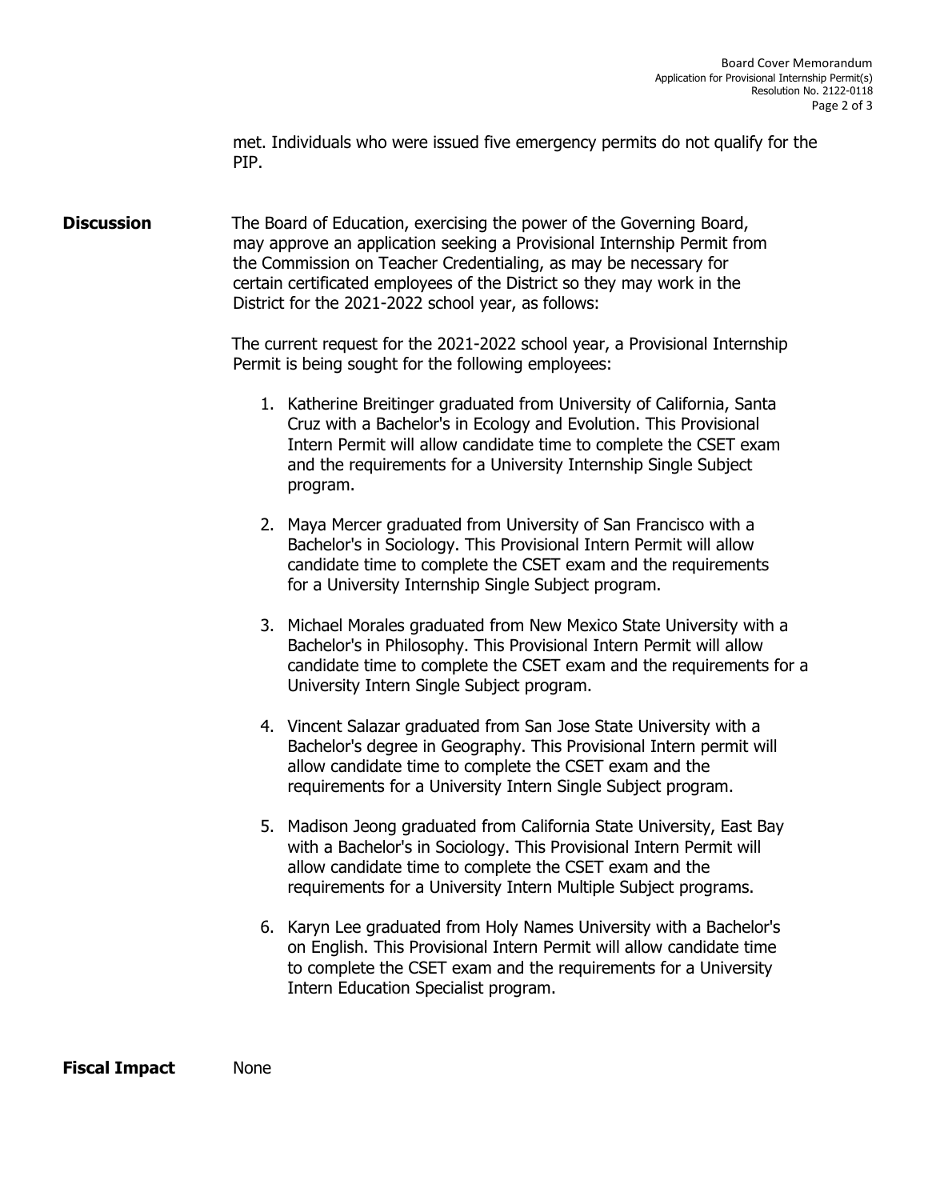met. Individuals who were issued five emergency permits do not qualify for the PIP.

**Discussion**

The Board of Education, exercising the power of the Governing Board, may approve an application seeking a Provisional Internship Permit from the Commission on Teacher Credentialing, as may be necessary for certain certificated employees of the District so they may work in the District for the 2021-2022 school year, as follows:

The current request for the 2021-2022 school year, a Provisional Internship Permit is being sought for the following employees:

1. Katherine Breitinger graduated from University of California, Santa Cruz with a Bachelor's in Ecology and Evolution. This Provisional Intern Permit will allow candidate time to complete the CSET exam and the requirements for a University Internship Single Subject program.

2. Maya Mercer graduated from University of San Francisco with a Bachelor's in Sociology. This Provisional Intern Permit will allow candidate time to complete the CSET exam and the requirements for a University Internship Single Subject program.

3. Michael Morales graduated from New Mexico State University with a Bachelor's in Philosophy. This Provisional Intern Permit will allow candidate time to complete the CSET exam and the requirements for a University Intern Single Subject program.

4. Vincent Salazar graduated from San Jose State University with a Bachelor's degree in Geography. This Provisional Intern permit will allow candidate time to complete the CSET exam and the requirements for a University Intern Single Subject program.

5. Madison Jeong graduated from California State University, East Bay with a Bachelor's in Sociology. This Provisional Intern Permit will allow candidate time to complete the CSET exam and the requirements for a University Intern Multiple Subject programs.

6. Karyn Lee graduated from Holy Names University with a Bachelor's on English. This Provisional Intern Permit will allow candidate time to complete the CSET exam and the requirements for a University Intern Education Specialist program.

**Fiscal Impact**

None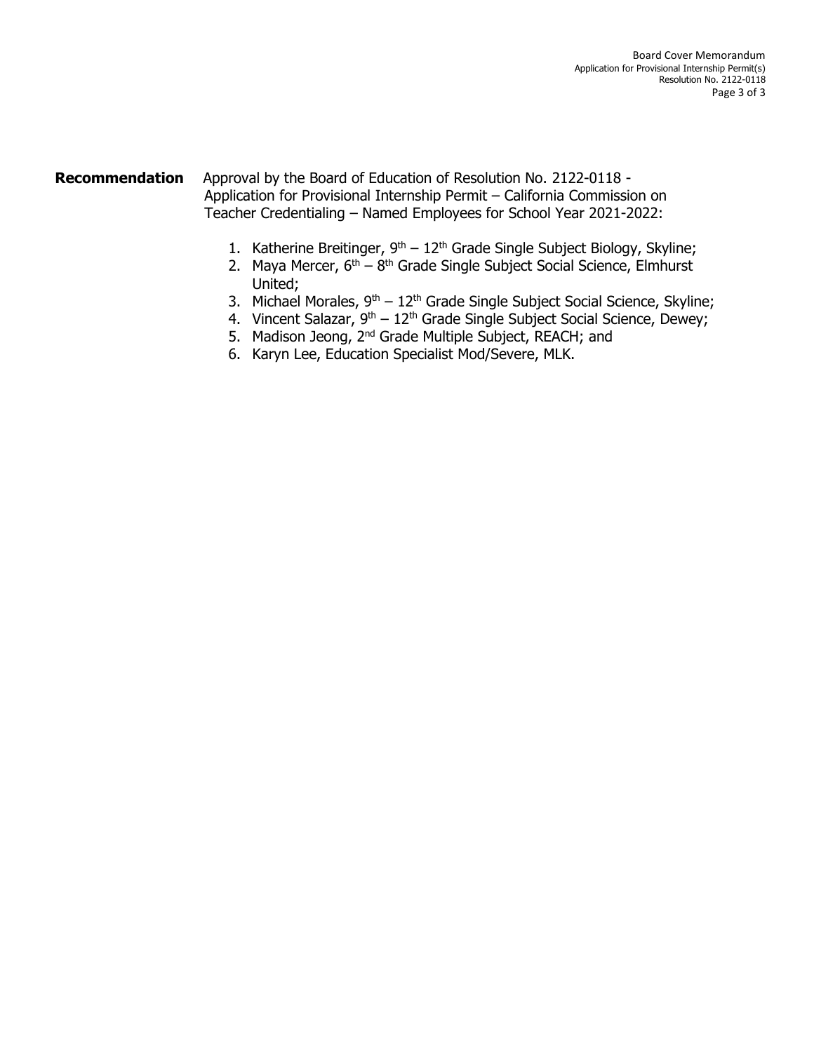**Recommendation** Approval by the Board of Education of Resolution No. 2122-0118 - Application for Provisional Internship Permit – California Commission on Teacher Credentialing – Named Employees for School Year 2021-2022:

1. Katherine Breitinger, 9th – 12th Grade Single Subject Biology, Skyline;
2. Maya Mercer, 6th – 8th Grade Single Subject Social Science, Elmhurst United;
3. Michael Morales, 9th – 12th Grade Single Subject Social Science, Skyline;
4. Vincent Salazar, 9th – 12th Grade Single Subject Social Science, Dewey;
5. Madison Jeong, 2nd Grade Multiple Subject, REACH; and
6. Karyn Lee, Education Specialist Mod/Severe, MLK.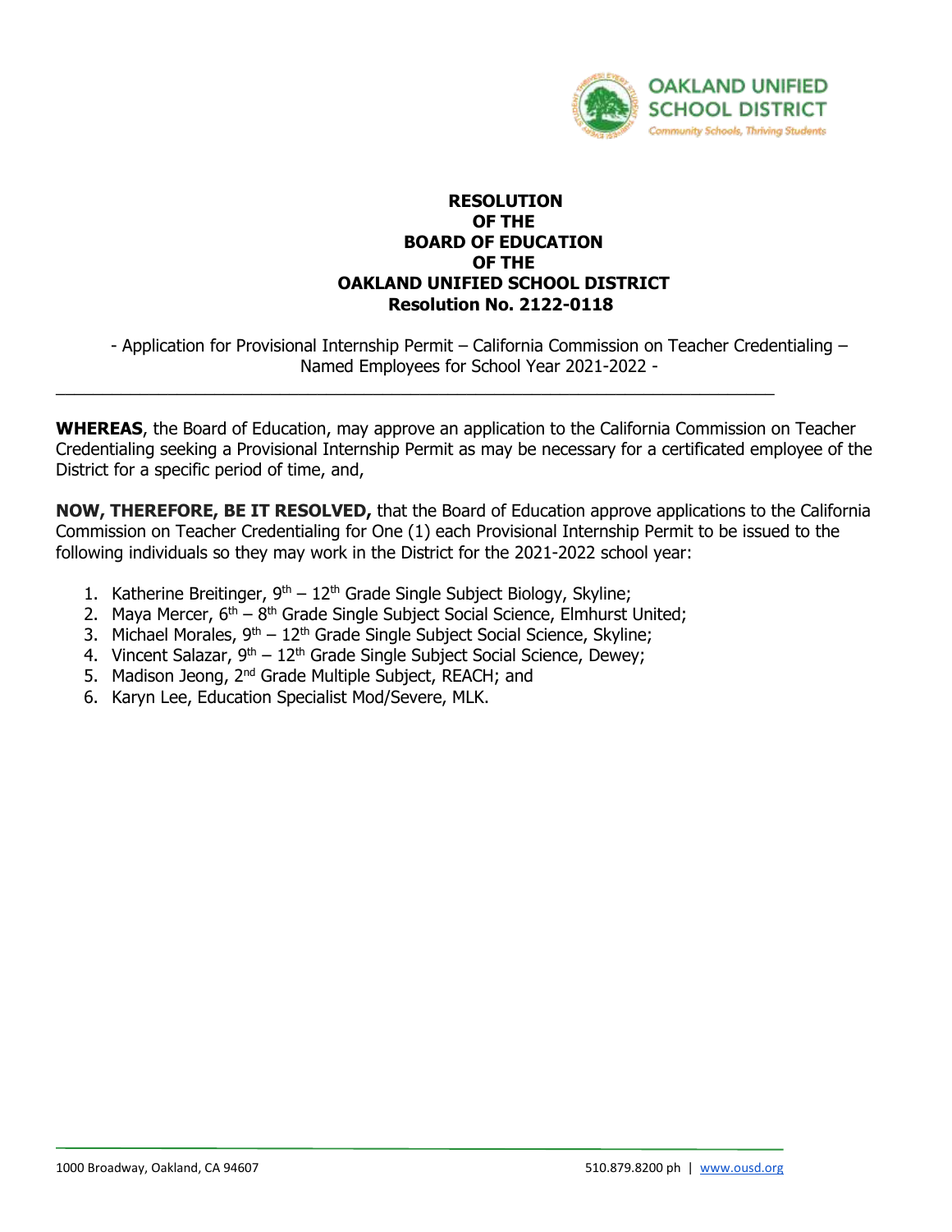# RESOLUTION
# OF THE
# BOARD OF EDUCATION
# OF THE
# OAKLAND UNIFIED SCHOOL DISTRICT
# Resolution No. 2122-0118

- Application for Provisional Internship Permit – California Commission on Teacher Credentialing – Named Employees for School Year 2021-2022 -

---

**WHEREAS**, the Board of Education, may approve an application to the California Commission on Teacher Credentialing seeking a Provisional Internship Permit as may be necessary for a certificated employee of the District for a specific period of time, and,

**NOW, THEREFORE, BE IT RESOLVED,** that the Board of Education approve applications to the California Commission on Teacher Credentialing for One (1) each Provisional Internship Permit to be issued to the following individuals so they may work in the District for the 2021-2022 school year:

1. Katherine Breitinger, 9th – 12th Grade Single Subject Biology, Skyline;
2. Maya Mercer, 6th – 8th Grade Single Subject Social Science, Elmhurst United;
3. Michael Morales, 9th – 12th Grade Single Subject Social Science, Skyline;
4. Vincent Salazar, 9th – 12th Grade Single Subject Social Science, Dewey;
5. Madison Jeong, 2nd Grade Multiple Subject, REACH; and
6. Karyn Lee, Education Specialist Mod/Severe, MLK.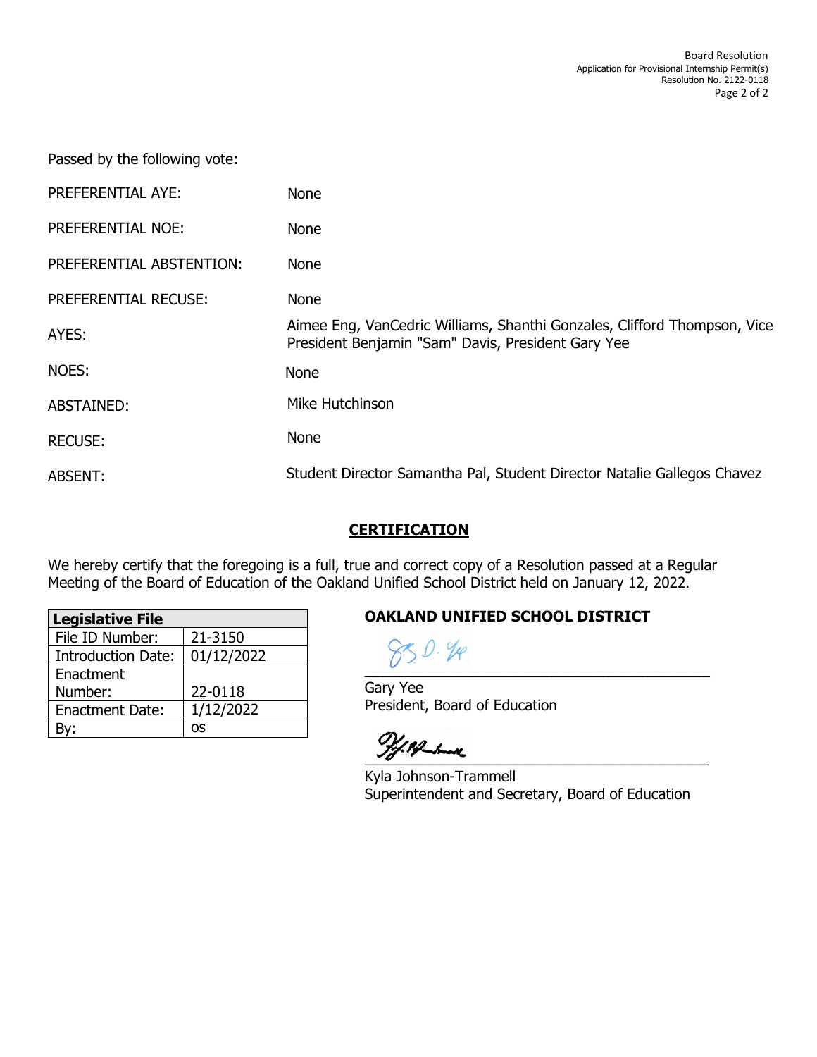Passed by the following vote:

| | |
|---|---|
| PREFERENTIAL AYE: | None |
| PREFERENTIAL NOE: | None |
| PREFERENTIAL ABSTENTION: | None |
| PREFERENTIAL RECUSE: | None |
| AYES: | Aimee Eng, VanCedric Williams, Shanthi Gonzales, Clifford Thompson, Vice President Benjamin "Sam" Davis, President Gary Yee |
| NOES: | None |
| ABSTAINED: | Mike Hutchinson |
| RECUSE: | None |
| ABSENT: | Student Director Samantha Pal, Student Director Natalie Gallegos Chavez |

## CERTIFICATION

We hereby certify that the foregoing is a full, true and correct copy of a Resolution passed at a Regular Meeting of the Board of Education of the Oakland Unified School District held on January 12, 2022.

| Legislative File | |
|---|---|
| File ID Number: | 21-3150 |
| Introduction Date: | 01/12/2022 |
| Enactment Number: | 22-0118 |
| Enactment Date: | 1/12/2022 |
| By: | os |

**OAKLAND UNIFIED SCHOOL DISTRICT**

Gary Yee
President, Board of Education

Kyla Johnson-Trammell
Superintendent and Secretary, Board of Education